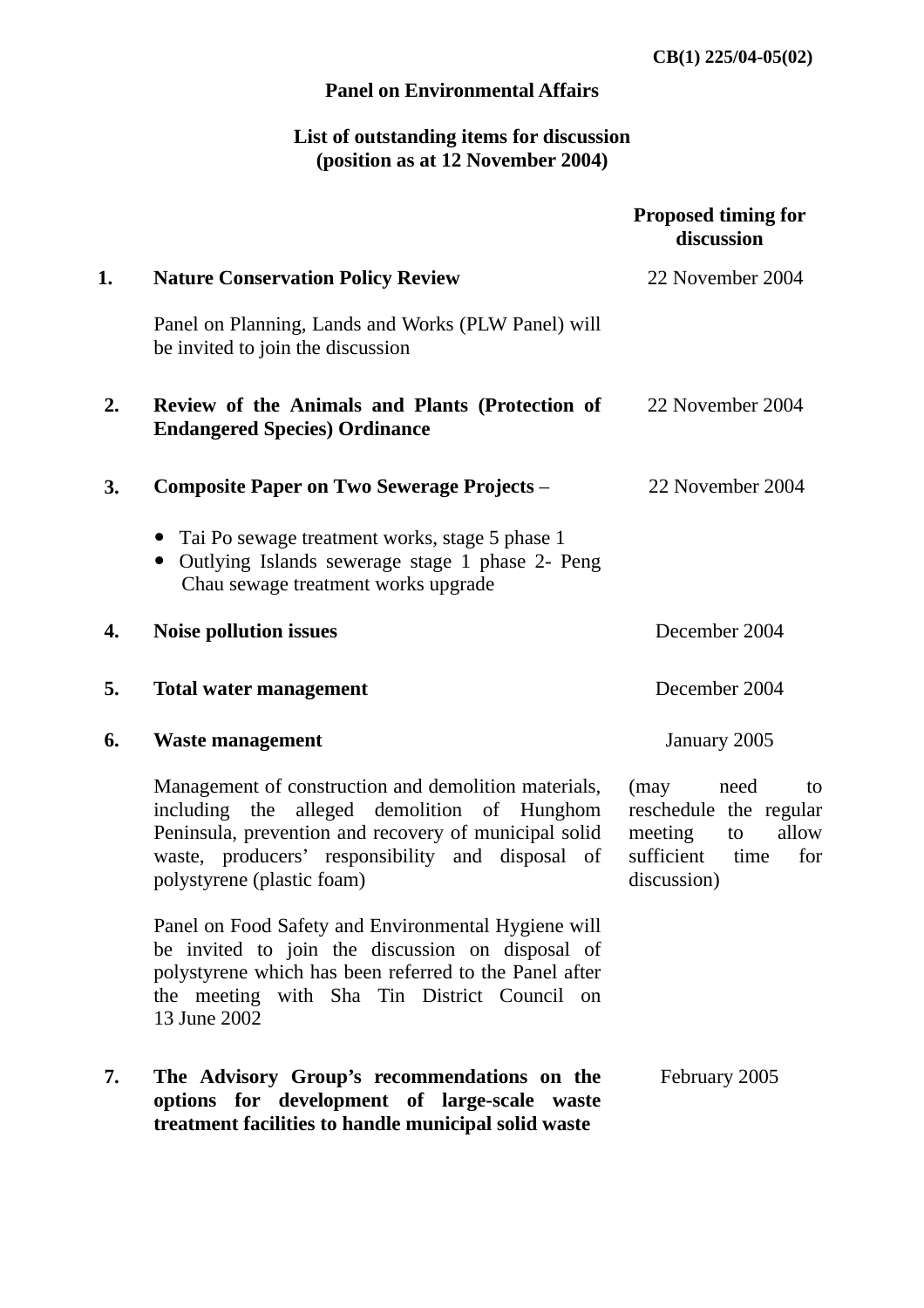**CB(1) 225/04-05(02)**

# Panel on Environmental Affairs

## List of outstanding items for discussion
## (position as at 12 November 2004)

| | | Proposed timing for discussion |
|---|---|---|
| **1.** | **Nature Conservation Policy Review**<br><br>Panel on Planning, Lands and Works (PLW Panel) will be invited to join the discussion | 22 November 2004 |
| **2.** | **Review of the Animals and Plants (Protection of Endangered Species) Ordinance** | 22 November 2004 |
| **3.** | **Composite Paper on Two Sewerage Projects** –<br><br>• Tai Po sewage treatment works, stage 5 phase 1<br>• Outlying Islands sewerage stage 1 phase 2- Peng Chau sewage treatment works upgrade | 22 November 2004 |
| **4.** | **Noise pollution issues** | December 2004 |
| **5.** | **Total water management** | December 2004 |
| **6.** | **Waste management**<br><br>Management of construction and demolition materials, including the alleged demolition of Hunghom Peninsula, prevention and recovery of municipal solid waste, producers' responsibility and disposal of polystyrene (plastic foam)<br><br>Panel on Food Safety and Environmental Hygiene will be invited to join the discussion on disposal of polystyrene which has been referred to the Panel after the meeting with Sha Tin District Council on 13 June 2002 | January 2005<br><br>(may need to reschedule the regular meeting to allow sufficient time for discussion) |
| **7.** | **The Advisory Group's recommendations on the options for development of large-scale waste treatment facilities to handle municipal solid waste** | February 2005 |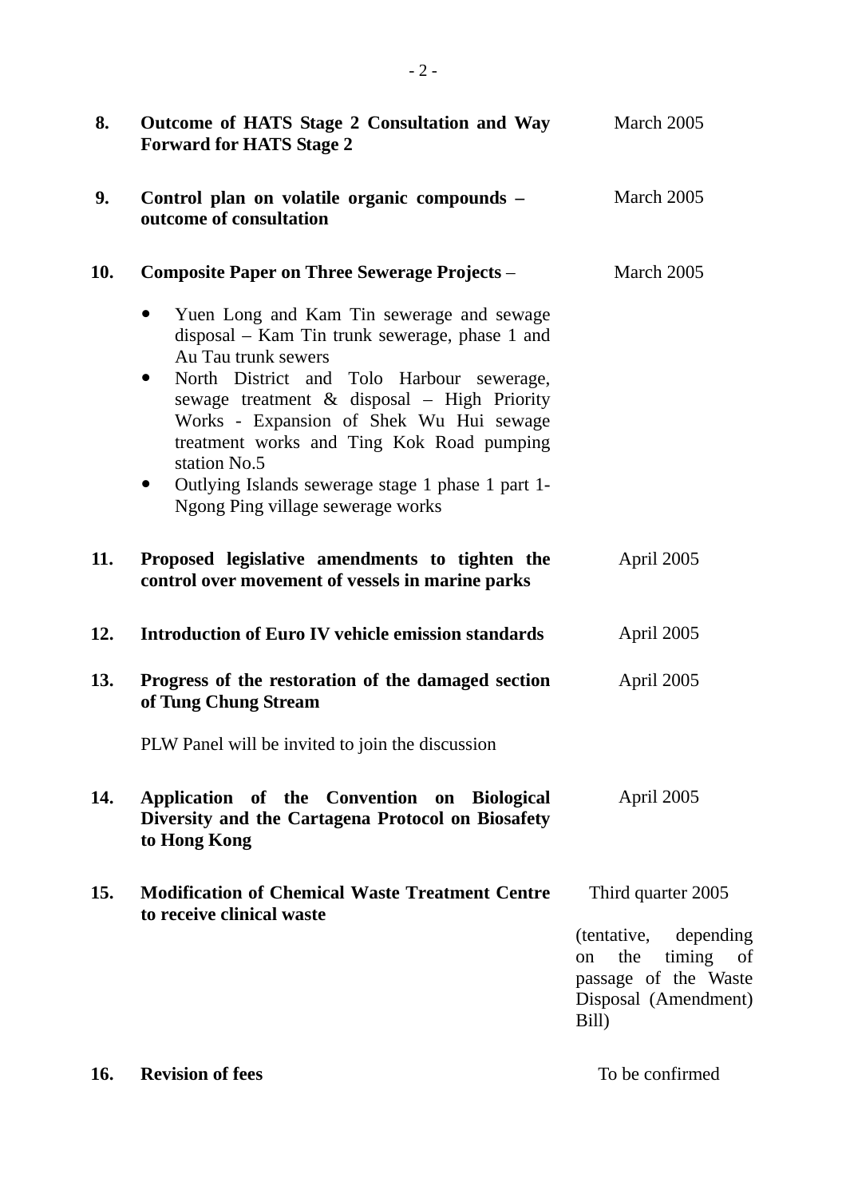| | | |
|---|---|---|
| **8.** | **Outcome of HATS Stage 2 Consultation and Way Forward for HATS Stage 2** | March 2005 |
| **9.** | **Control plan on volatile organic compounds – outcome of consultation** | March 2005 |
| **10.** | **Composite Paper on Three Sewerage Projects** – <br>• Yuen Long and Kam Tin sewerage and sewage disposal – Kam Tin trunk sewerage, phase 1 and Au Tau trunk sewers <br>• North District and Tolo Harbour sewerage, sewage treatment & disposal – High Priority Works - Expansion of Shek Wu Hui sewage treatment works and Ting Kok Road pumping station No.5 <br>• Outlying Islands sewerage stage 1 phase 1 part 1- Ngong Ping village sewerage works | March 2005 |
| **11.** | **Proposed legislative amendments to tighten the control over movement of vessels in marine parks** | April 2005 |
| **12.** | **Introduction of Euro IV vehicle emission standards** | April 2005 |
| **13.** | **Progress of the restoration of the damaged section of Tung Chung Stream** <br><br>PLW Panel will be invited to join the discussion | April 2005 |
| **14.** | **Application of the Convention on Biological Diversity and the Cartagena Protocol on Biosafety to Hong Kong** | April 2005 |
| **15.** | **Modification of Chemical Waste Treatment Centre to receive clinical waste** | Third quarter 2005 <br><br>(tentative, depending on the timing of passage of the Waste Disposal (Amendment) Bill) |
| **16.** | **Revision of fees** | To be confirmed |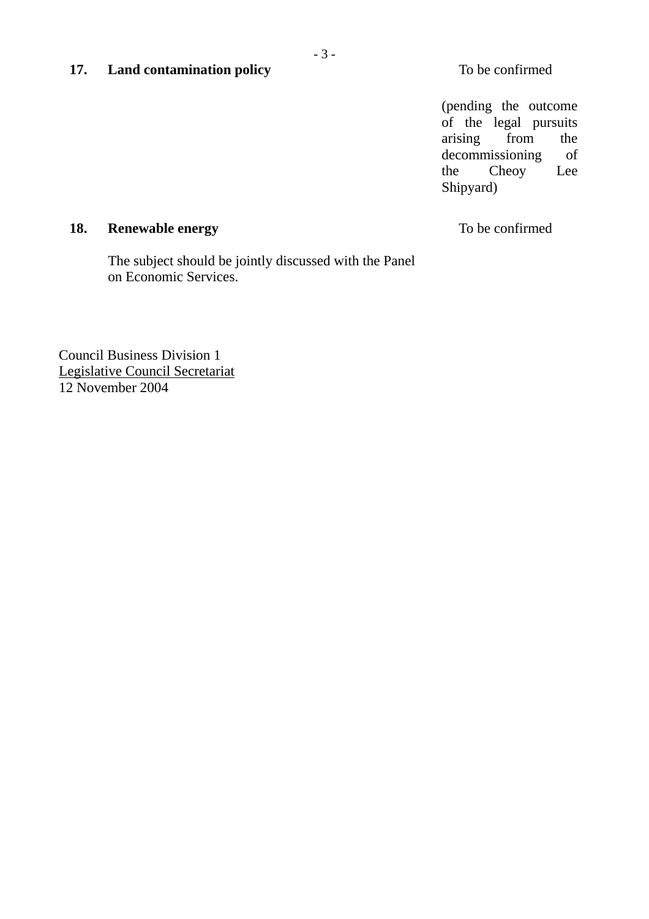**17. Land contamination policy**

To be confirmed

(pending the outcome of the legal pursuits arising from the decommissioning of the Cheoy Lee Shipyard)

**18. Renewable energy**

To be confirmed

The subject should be jointly discussed with the Panel on Economic Services.

Council Business Division 1
Legislative Council Secretariat
12 November 2004